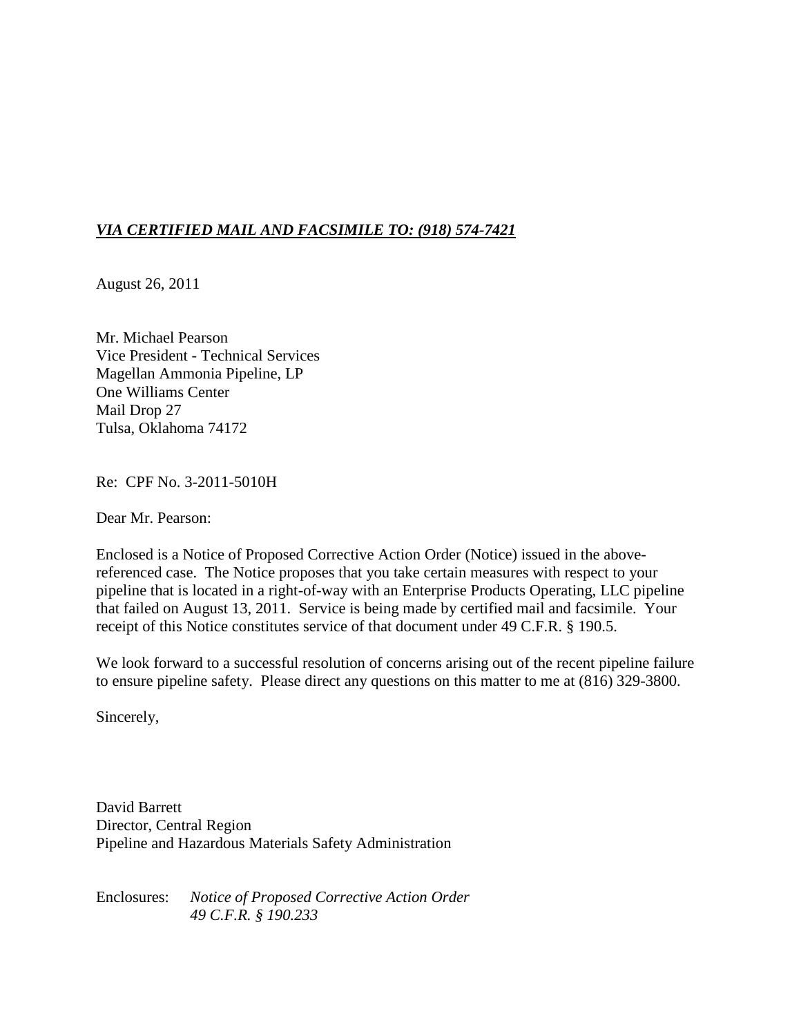***VIA CERTIFIED MAIL AND FACSIMILE TO: (918) 574-7421***

August 26, 2011

Mr. Michael Pearson
Vice President - Technical Services
Magellan Ammonia Pipeline, LP
One Williams Center
Mail Drop 27
Tulsa, Oklahoma 74172

Re: CPF No. 3-2011-5010H

Dear Mr. Pearson:

Enclosed is a Notice of Proposed Corrective Action Order (Notice) issued in the above-referenced case. The Notice proposes that you take certain measures with respect to your pipeline that is located in a right-of-way with an Enterprise Products Operating, LLC pipeline that failed on August 13, 2011. Service is being made by certified mail and facsimile. Your receipt of this Notice constitutes service of that document under 49 C.F.R. § 190.5.

We look forward to a successful resolution of concerns arising out of the recent pipeline failure to ensure pipeline safety. Please direct any questions on this matter to me at (816) 329-3800.

Sincerely,

David Barrett
Director, Central Region
Pipeline and Hazardous Materials Safety Administration

Enclosures: *Notice of Proposed Corrective Action Order*
*49 C.F.R. § 190.233*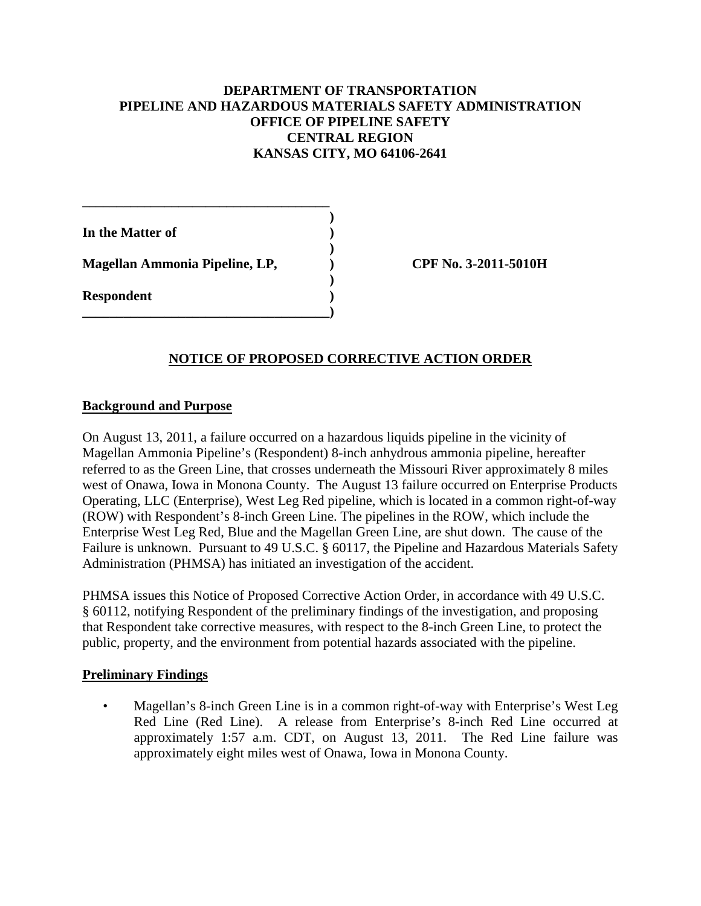**DEPARTMENT OF TRANSPORTATION**
**PIPELINE AND HAZARDOUS MATERIALS SAFETY ADMINISTRATION**
**OFFICE OF PIPELINE SAFETY**
**CENTRAL REGION**
**KANSAS CITY, MO 64106-2641**

| | |
|---|---|
| **In the Matter of** | |
| **Magellan Ammonia Pipeline, LP,** | **CPF No. 3-2011-5010H** |
| **Respondent** | |

## NOTICE OF PROPOSED CORRECTIVE ACTION ORDER

### Background and Purpose

On August 13, 2011, a failure occurred on a hazardous liquids pipeline in the vicinity of Magellan Ammonia Pipeline's (Respondent) 8-inch anhydrous ammonia pipeline, hereafter referred to as the Green Line, that crosses underneath the Missouri River approximately 8 miles west of Onawa, Iowa in Monona County. The August 13 failure occurred on Enterprise Products Operating, LLC (Enterprise), West Leg Red pipeline, which is located in a common right-of-way (ROW) with Respondent's 8-inch Green Line. The pipelines in the ROW, which include the Enterprise West Leg Red, Blue and the Magellan Green Line, are shut down. The cause of the Failure is unknown. Pursuant to 49 U.S.C. § 60117, the Pipeline and Hazardous Materials Safety Administration (PHMSA) has initiated an investigation of the accident.

PHMSA issues this Notice of Proposed Corrective Action Order, in accordance with 49 U.S.C. § 60112, notifying Respondent of the preliminary findings of the investigation, and proposing that Respondent take corrective measures, with respect to the 8-inch Green Line, to protect the public, property, and the environment from potential hazards associated with the pipeline.

### Preliminary Findings

- Magellan's 8-inch Green Line is in a common right-of-way with Enterprise's West Leg Red Line (Red Line). A release from Enterprise's 8-inch Red Line occurred at approximately 1:57 a.m. CDT, on August 13, 2011. The Red Line failure was approximately eight miles west of Onawa, Iowa in Monona County.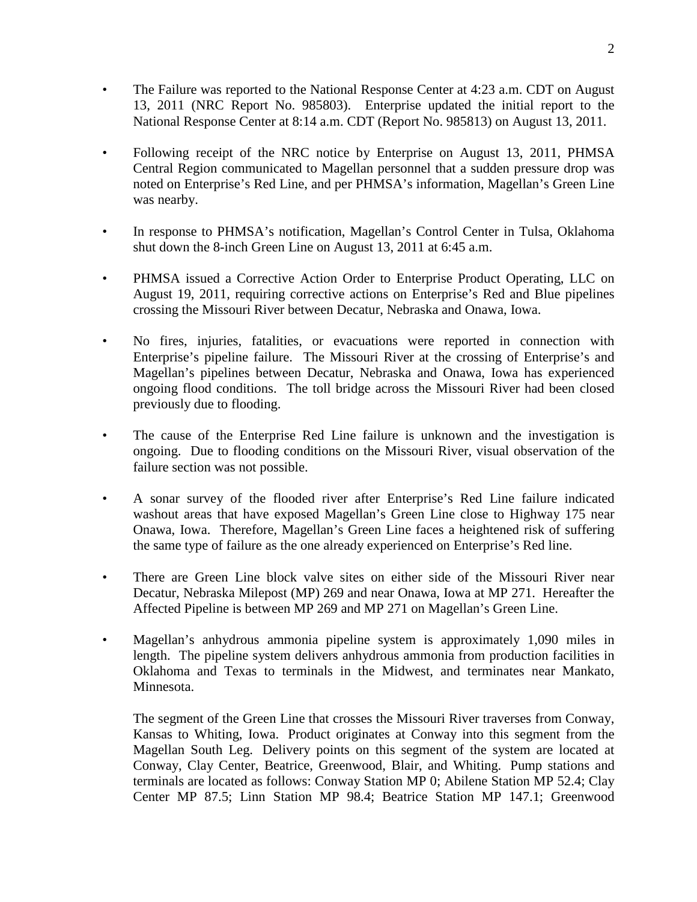- The Failure was reported to the National Response Center at 4:23 a.m. CDT on August 13, 2011 (NRC Report No. 985803). Enterprise updated the initial report to the National Response Center at 8:14 a.m. CDT (Report No. 985813) on August 13, 2011.

- Following receipt of the NRC notice by Enterprise on August 13, 2011, PHMSA Central Region communicated to Magellan personnel that a sudden pressure drop was noted on Enterprise's Red Line, and per PHMSA's information, Magellan's Green Line was nearby.

- In response to PHMSA's notification, Magellan's Control Center in Tulsa, Oklahoma shut down the 8-inch Green Line on August 13, 2011 at 6:45 a.m.

- PHMSA issued a Corrective Action Order to Enterprise Product Operating, LLC on August 19, 2011, requiring corrective actions on Enterprise's Red and Blue pipelines crossing the Missouri River between Decatur, Nebraska and Onawa, Iowa.

- No fires, injuries, fatalities, or evacuations were reported in connection with Enterprise's pipeline failure. The Missouri River at the crossing of Enterprise's and Magellan's pipelines between Decatur, Nebraska and Onawa, Iowa has experienced ongoing flood conditions. The toll bridge across the Missouri River had been closed previously due to flooding.

- The cause of the Enterprise Red Line failure is unknown and the investigation is ongoing. Due to flooding conditions on the Missouri River, visual observation of the failure section was not possible.

- A sonar survey of the flooded river after Enterprise's Red Line failure indicated washout areas that have exposed Magellan's Green Line close to Highway 175 near Onawa, Iowa. Therefore, Magellan's Green Line faces a heightened risk of suffering the same type of failure as the one already experienced on Enterprise's Red line.

- There are Green Line block valve sites on either side of the Missouri River near Decatur, Nebraska Milepost (MP) 269 and near Onawa, Iowa at MP 271. Hereafter the Affected Pipeline is between MP 269 and MP 271 on Magellan's Green Line.

- Magellan's anhydrous ammonia pipeline system is approximately 1,090 miles in length. The pipeline system delivers anhydrous ammonia from production facilities in Oklahoma and Texas to terminals in the Midwest, and terminates near Mankato, Minnesota.

  The segment of the Green Line that crosses the Missouri River traverses from Conway, Kansas to Whiting, Iowa. Product originates at Conway into this segment from the Magellan South Leg. Delivery points on this segment of the system are located at Conway, Clay Center, Beatrice, Greenwood, Blair, and Whiting. Pump stations and terminals are located as follows: Conway Station MP 0; Abilene Station MP 52.4; Clay Center MP 87.5; Linn Station MP 98.4; Beatrice Station MP 147.1; Greenwood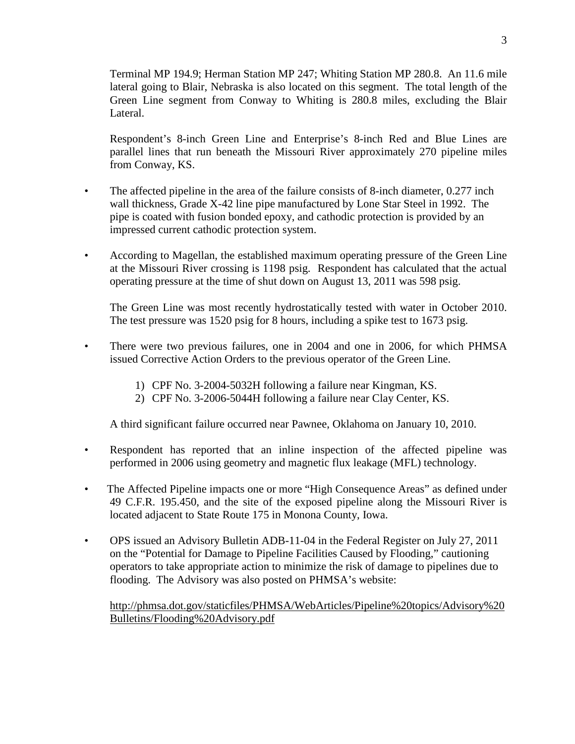Terminal MP 194.9; Herman Station MP 247; Whiting Station MP 280.8. An 11.6 mile lateral going to Blair, Nebraska is also located on this segment. The total length of the Green Line segment from Conway to Whiting is 280.8 miles, excluding the Blair Lateral.

Respondent's 8-inch Green Line and Enterprise's 8-inch Red and Blue Lines are parallel lines that run beneath the Missouri River approximately 270 pipeline miles from Conway, KS.

- The affected pipeline in the area of the failure consists of 8-inch diameter, 0.277 inch wall thickness, Grade X-42 line pipe manufactured by Lone Star Steel in 1992. The pipe is coated with fusion bonded epoxy, and cathodic protection is provided by an impressed current cathodic protection system.

- According to Magellan, the established maximum operating pressure of the Green Line at the Missouri River crossing is 1198 psig. Respondent has calculated that the actual operating pressure at the time of shut down on August 13, 2011 was 598 psig.

  The Green Line was most recently hydrostatically tested with water in October 2010. The test pressure was 1520 psig for 8 hours, including a spike test to 1673 psig.

- There were two previous failures, one in 2004 and one in 2006, for which PHMSA issued Corrective Action Orders to the previous operator of the Green Line.

  1) CPF No. 3-2004-5032H following a failure near Kingman, KS.
  2) CPF No. 3-2006-5044H following a failure near Clay Center, KS.

  A third significant failure occurred near Pawnee, Oklahoma on January 10, 2010.

- Respondent has reported that an inline inspection of the affected pipeline was performed in 2006 using geometry and magnetic flux leakage (MFL) technology.

- The Affected Pipeline impacts one or more "High Consequence Areas" as defined under 49 C.F.R. 195.450, and the site of the exposed pipeline along the Missouri River is located adjacent to State Route 175 in Monona County, Iowa.

- OPS issued an Advisory Bulletin ADB-11-04 in the Federal Register on July 27, 2011 on the "Potential for Damage to Pipeline Facilities Caused by Flooding," cautioning operators to take appropriate action to minimize the risk of damage to pipelines due to flooding. The Advisory was also posted on PHMSA's website:

  http://phmsa.dot.gov/staticfiles/PHMSA/WebArticles/Pipeline%20topics/Advisory%20Bulletins/Flooding%20Advisory.pdf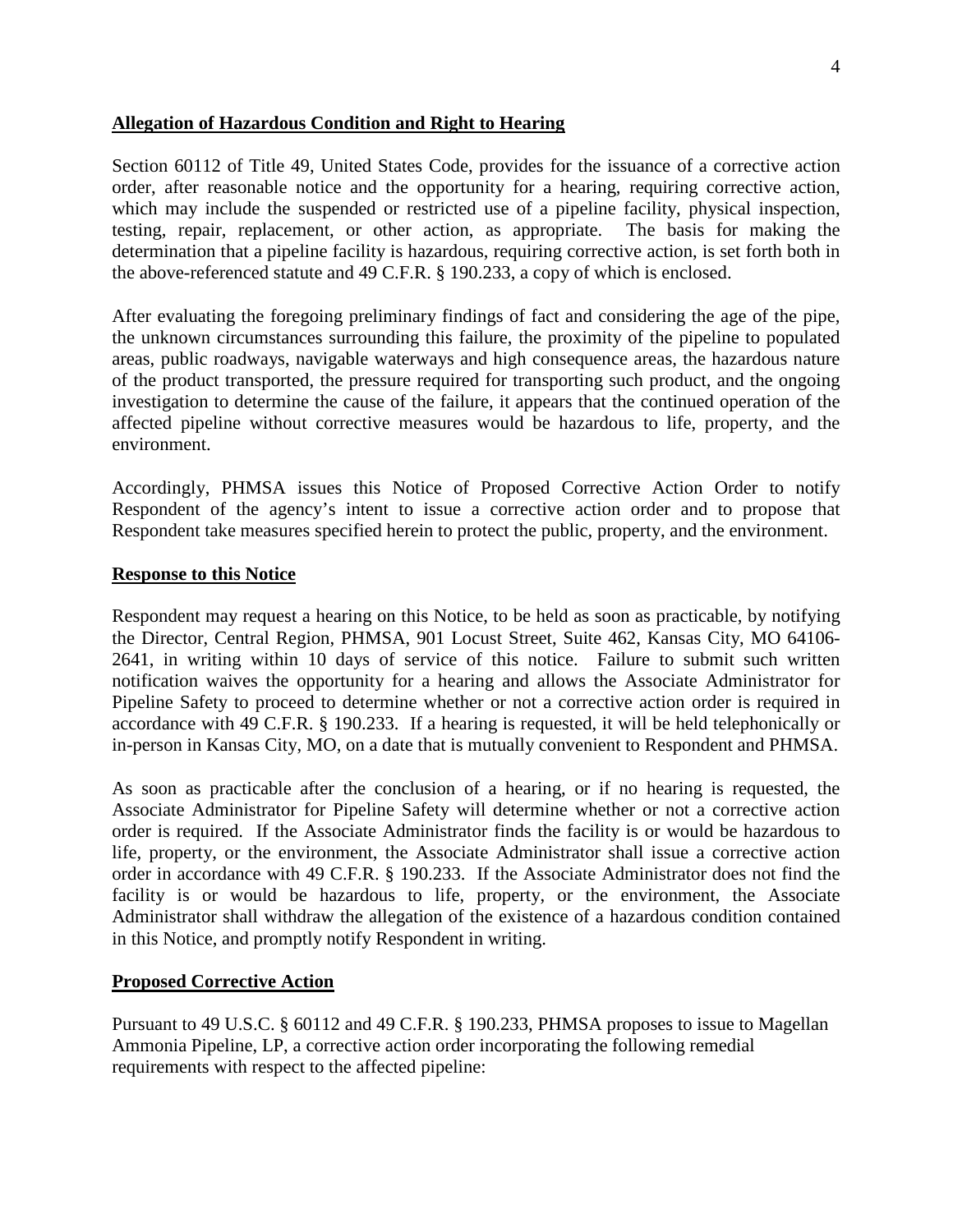**Allegation of Hazardous Condition and Right to Hearing**

Section 60112 of Title 49, United States Code, provides for the issuance of a corrective action order, after reasonable notice and the opportunity for a hearing, requiring corrective action, which may include the suspended or restricted use of a pipeline facility, physical inspection, testing, repair, replacement, or other action, as appropriate. The basis for making the determination that a pipeline facility is hazardous, requiring corrective action, is set forth both in the above-referenced statute and 49 C.F.R. § 190.233, a copy of which is enclosed.

After evaluating the foregoing preliminary findings of fact and considering the age of the pipe, the unknown circumstances surrounding this failure, the proximity of the pipeline to populated areas, public roadways, navigable waterways and high consequence areas, the hazardous nature of the product transported, the pressure required for transporting such product, and the ongoing investigation to determine the cause of the failure, it appears that the continued operation of the affected pipeline without corrective measures would be hazardous to life, property, and the environment.

Accordingly, PHMSA issues this Notice of Proposed Corrective Action Order to notify Respondent of the agency's intent to issue a corrective action order and to propose that Respondent take measures specified herein to protect the public, property, and the environment.

**Response to this Notice**

Respondent may request a hearing on this Notice, to be held as soon as practicable, by notifying the Director, Central Region, PHMSA, 901 Locust Street, Suite 462, Kansas City, MO 64106-2641, in writing within 10 days of service of this notice. Failure to submit such written notification waives the opportunity for a hearing and allows the Associate Administrator for Pipeline Safety to proceed to determine whether or not a corrective action order is required in accordance with 49 C.F.R. § 190.233. If a hearing is requested, it will be held telephonically or in-person in Kansas City, MO, on a date that is mutually convenient to Respondent and PHMSA.

As soon as practicable after the conclusion of a hearing, or if no hearing is requested, the Associate Administrator for Pipeline Safety will determine whether or not a corrective action order is required. If the Associate Administrator finds the facility is or would be hazardous to life, property, or the environment, the Associate Administrator shall issue a corrective action order in accordance with 49 C.F.R. § 190.233. If the Associate Administrator does not find the facility is or would be hazardous to life, property, or the environment, the Associate Administrator shall withdraw the allegation of the existence of a hazardous condition contained in this Notice, and promptly notify Respondent in writing.

**Proposed Corrective Action**

Pursuant to 49 U.S.C. § 60112 and 49 C.F.R. § 190.233, PHMSA proposes to issue to Magellan Ammonia Pipeline, LP, a corrective action order incorporating the following remedial requirements with respect to the affected pipeline: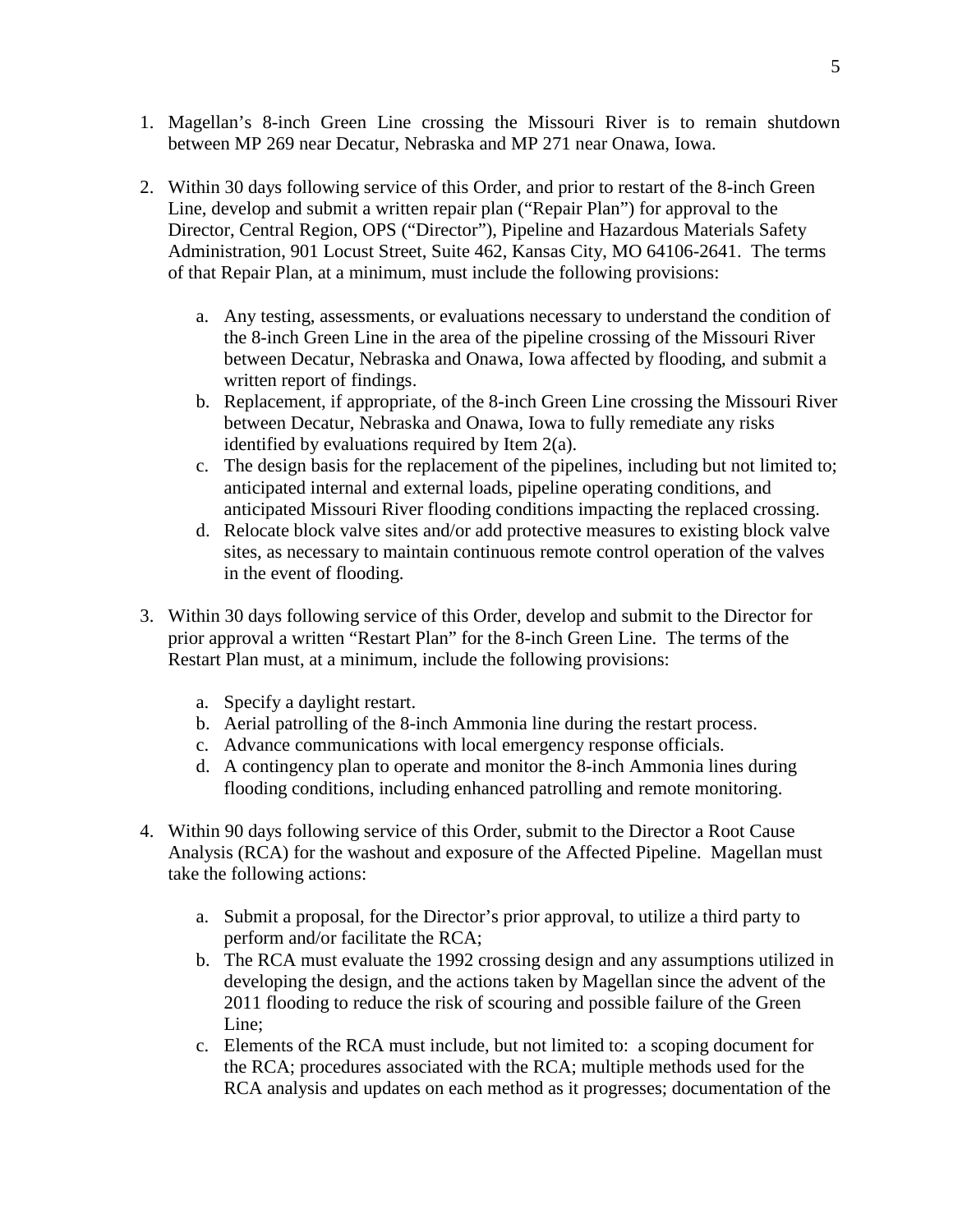1. Magellan's 8-inch Green Line crossing the Missouri River is to remain shutdown between MP 269 near Decatur, Nebraska and MP 271 near Onawa, Iowa.

2. Within 30 days following service of this Order, and prior to restart of the 8-inch Green Line, develop and submit a written repair plan ("Repair Plan") for approval to the Director, Central Region, OPS ("Director"), Pipeline and Hazardous Materials Safety Administration, 901 Locust Street, Suite 462, Kansas City, MO 64106-2641. The terms of that Repair Plan, at a minimum, must include the following provisions:

   a. Any testing, assessments, or evaluations necessary to understand the condition of the 8-inch Green Line in the area of the pipeline crossing of the Missouri River between Decatur, Nebraska and Onawa, Iowa affected by flooding, and submit a written report of findings.
   b. Replacement, if appropriate, of the 8-inch Green Line crossing the Missouri River between Decatur, Nebraska and Onawa, Iowa to fully remediate any risks identified by evaluations required by Item 2(a).
   c. The design basis for the replacement of the pipelines, including but not limited to; anticipated internal and external loads, pipeline operating conditions, and anticipated Missouri River flooding conditions impacting the replaced crossing.
   d. Relocate block valve sites and/or add protective measures to existing block valve sites, as necessary to maintain continuous remote control operation of the valves in the event of flooding.

3. Within 30 days following service of this Order, develop and submit to the Director for prior approval a written "Restart Plan" for the 8-inch Green Line. The terms of the Restart Plan must, at a minimum, include the following provisions:

   a. Specify a daylight restart.
   b. Aerial patrolling of the 8-inch Ammonia line during the restart process.
   c. Advance communications with local emergency response officials.
   d. A contingency plan to operate and monitor the 8-inch Ammonia lines during flooding conditions, including enhanced patrolling and remote monitoring.

4. Within 90 days following service of this Order, submit to the Director a Root Cause Analysis (RCA) for the washout and exposure of the Affected Pipeline. Magellan must take the following actions:

   a. Submit a proposal, for the Director's prior approval, to utilize a third party to perform and/or facilitate the RCA;
   b. The RCA must evaluate the 1992 crossing design and any assumptions utilized in developing the design, and the actions taken by Magellan since the advent of the 2011 flooding to reduce the risk of scouring and possible failure of the Green Line;
   c. Elements of the RCA must include, but not limited to: a scoping document for the RCA; procedures associated with the RCA; multiple methods used for the RCA analysis and updates on each method as it progresses; documentation of the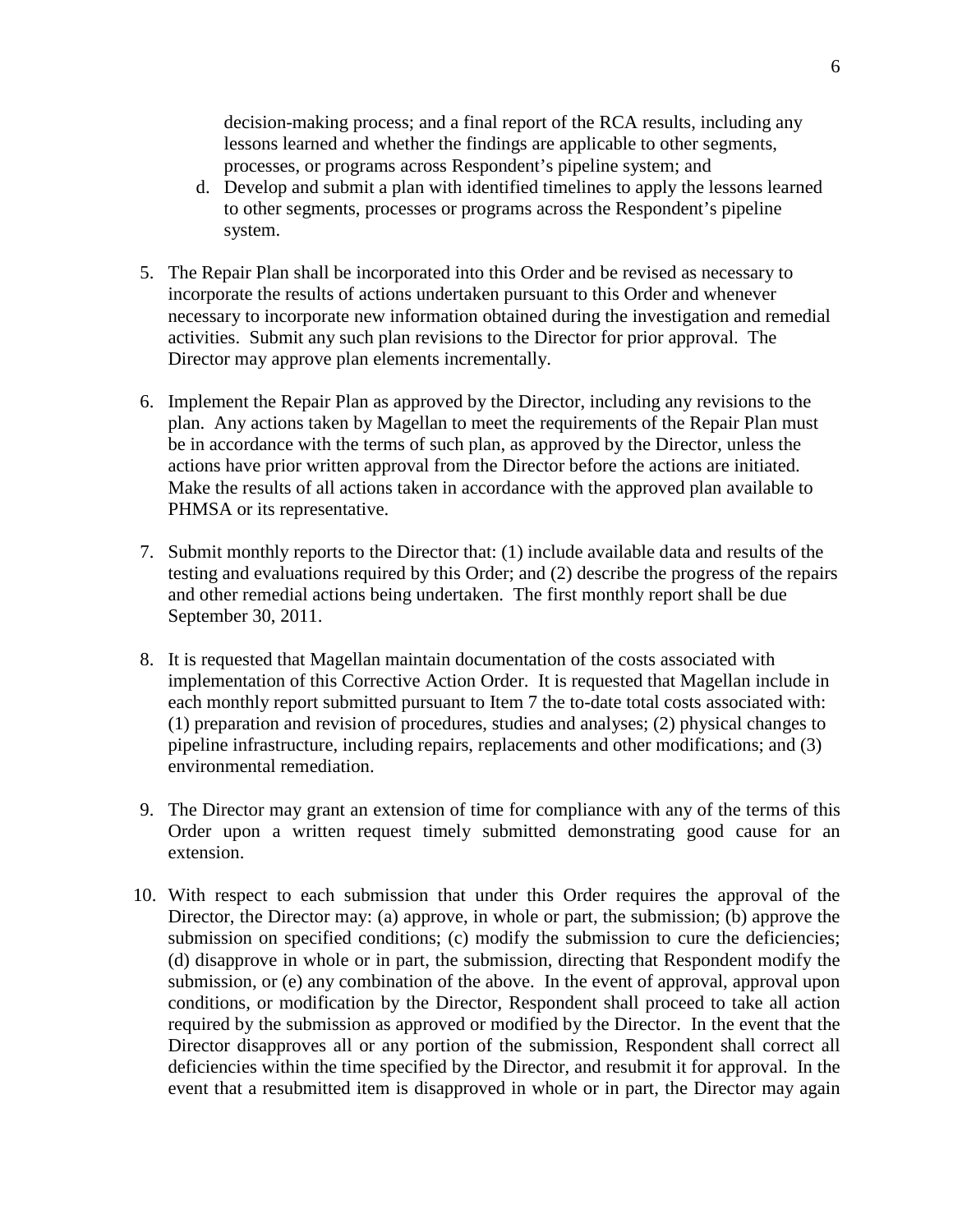decision-making process; and a final report of the RCA results, including any lessons learned and whether the findings are applicable to other segments, processes, or programs across Respondent's pipeline system; and

   d. Develop and submit a plan with identified timelines to apply the lessons learned to other segments, processes or programs across the Respondent's pipeline system.

5. The Repair Plan shall be incorporated into this Order and be revised as necessary to incorporate the results of actions undertaken pursuant to this Order and whenever necessary to incorporate new information obtained during the investigation and remedial activities. Submit any such plan revisions to the Director for prior approval. The Director may approve plan elements incrementally.

6. Implement the Repair Plan as approved by the Director, including any revisions to the plan. Any actions taken by Magellan to meet the requirements of the Repair Plan must be in accordance with the terms of such plan, as approved by the Director, unless the actions have prior written approval from the Director before the actions are initiated. Make the results of all actions taken in accordance with the approved plan available to PHMSA or its representative.

7. Submit monthly reports to the Director that: (1) include available data and results of the testing and evaluations required by this Order; and (2) describe the progress of the repairs and other remedial actions being undertaken. The first monthly report shall be due September 30, 2011.

8. It is requested that Magellan maintain documentation of the costs associated with implementation of this Corrective Action Order. It is requested that Magellan include in each monthly report submitted pursuant to Item 7 the to-date total costs associated with: (1) preparation and revision of procedures, studies and analyses; (2) physical changes to pipeline infrastructure, including repairs, replacements and other modifications; and (3) environmental remediation.

9. The Director may grant an extension of time for compliance with any of the terms of this Order upon a written request timely submitted demonstrating good cause for an extension.

10. With respect to each submission that under this Order requires the approval of the Director, the Director may: (a) approve, in whole or part, the submission; (b) approve the submission on specified conditions; (c) modify the submission to cure the deficiencies; (d) disapprove in whole or in part, the submission, directing that Respondent modify the submission, or (e) any combination of the above. In the event of approval, approval upon conditions, or modification by the Director, Respondent shall proceed to take all action required by the submission as approved or modified by the Director. In the event that the Director disapproves all or any portion of the submission, Respondent shall correct all deficiencies within the time specified by the Director, and resubmit it for approval. In the event that a resubmitted item is disapproved in whole or in part, the Director may again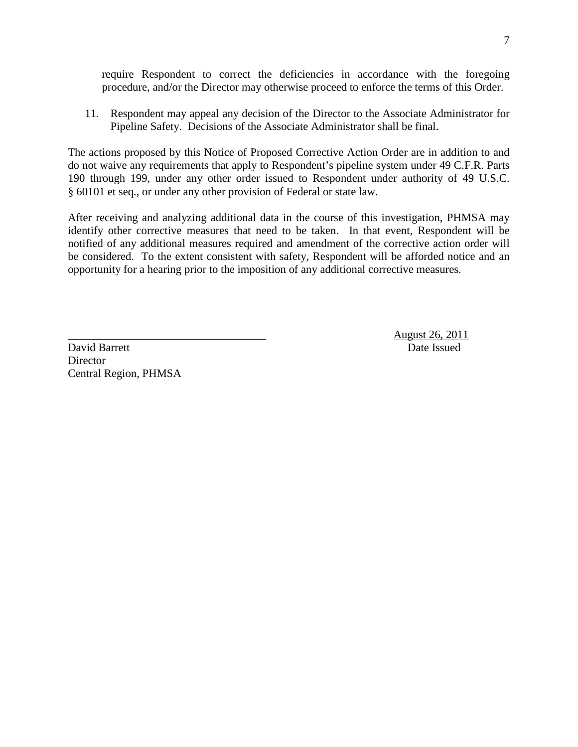require Respondent to correct the deficiencies in accordance with the foregoing procedure, and/or the Director may otherwise proceed to enforce the terms of this Order.

11. Respondent may appeal any decision of the Director to the Associate Administrator for Pipeline Safety. Decisions of the Associate Administrator shall be final.

The actions proposed by this Notice of Proposed Corrective Action Order are in addition to and do not waive any requirements that apply to Respondent's pipeline system under 49 C.F.R. Parts 190 through 199, under any other order issued to Respondent under authority of 49 U.S.C. § 60101 et seq., or under any other provision of Federal or state law.

After receiving and analyzing additional data in the course of this investigation, PHMSA may identify other corrective measures that need to be taken. In that event, Respondent will be notified of any additional measures required and amendment of the corrective action order will be considered. To the extent consistent with safety, Respondent will be afforded notice and an opportunity for a hearing prior to the imposition of any additional corrective measures.

\_\_\_\_\_\_\_\_\_\_\_\_\_\_\_\_\_\_\_\_\_\_\_\_\_\_\_\_\_\_\_\_\_\_\_\_ August 26, 2011

David Barrett Date Issued

Director

Central Region, PHMSA